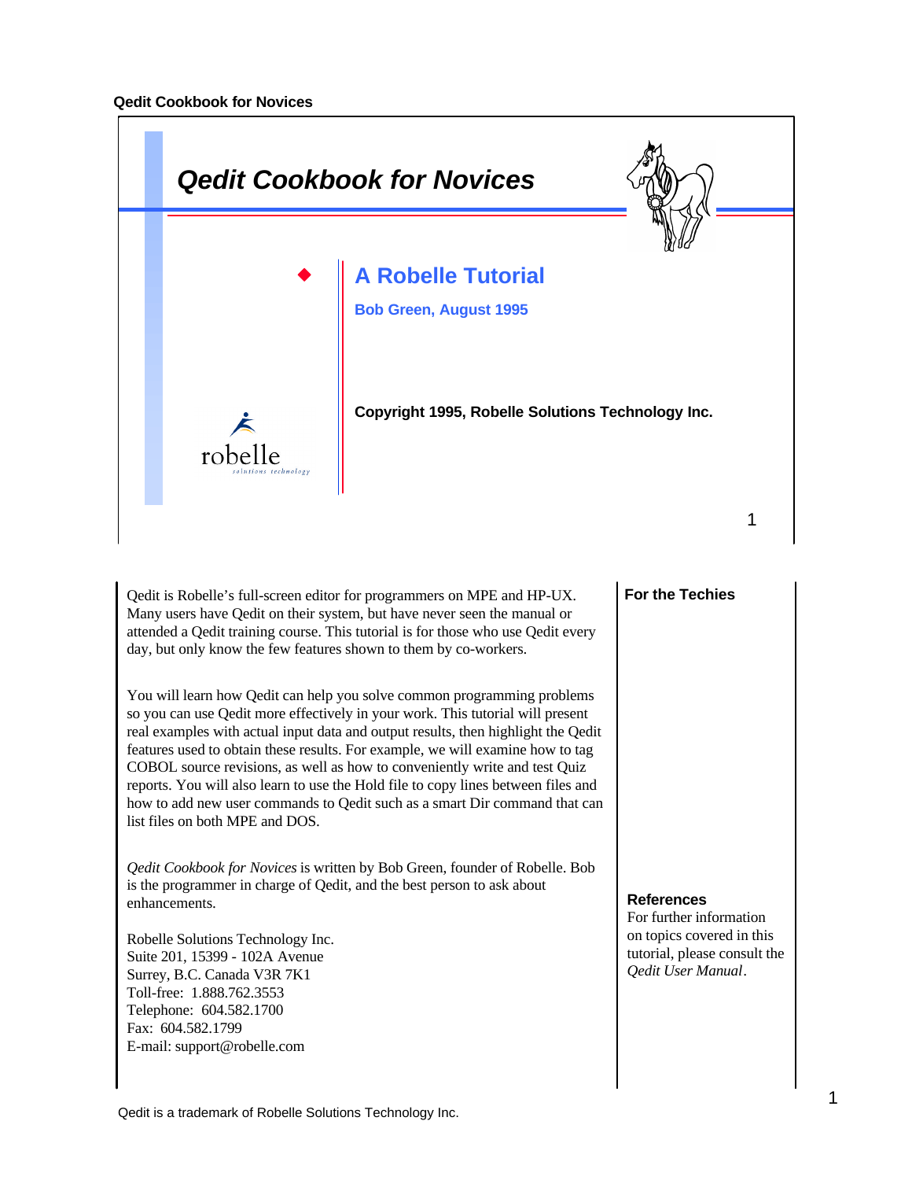# Qedit Cookbook for Novices

## A Robelle Tutorial

**Bob Green, August 1995**

**Copyright 1995, Robelle Solutions Technology Inc.**

Qedit is Robelle's full-screen editor for programmers on MPE and HP-UX. Many users have Qedit on their system, but have never seen the manual or attended a Qedit training course. This tutorial is for those who use Qedit every day, but only know the few features shown to them by co-workers.

You will learn how Qedit can help you solve common programming problems so you can use Qedit more effectively in your work. This tutorial will present real examples with actual input data and output results, then highlight the Qedit features used to obtain these results. For example, we will examine how to tag COBOL source revisions, as well as how to conveniently write and test Quiz reports. You will also learn to use the Hold file to copy lines between files and how to add new user commands to Qedit such as a smart Dir command that can list files on both MPE and DOS.

*Qedit Cookbook for Novices* is written by Bob Green, founder of Robelle. Bob is the programmer in charge of Qedit, and the best person to ask about enhancements.

Robelle Solutions Technology Inc.
Suite 201, 15399 - 102A Avenue
Surrey, B.C. Canada V3R 7K1
Toll-free: 1.888.762.3553
Telephone: 604.582.1700
Fax: 604.582.1799
E-mail: support@robelle.com

**For the Techies**

**References**
For further information on topics covered in this tutorial, please consult the *Qedit User Manual*.

Qedit is a trademark of Robelle Solutions Technology Inc.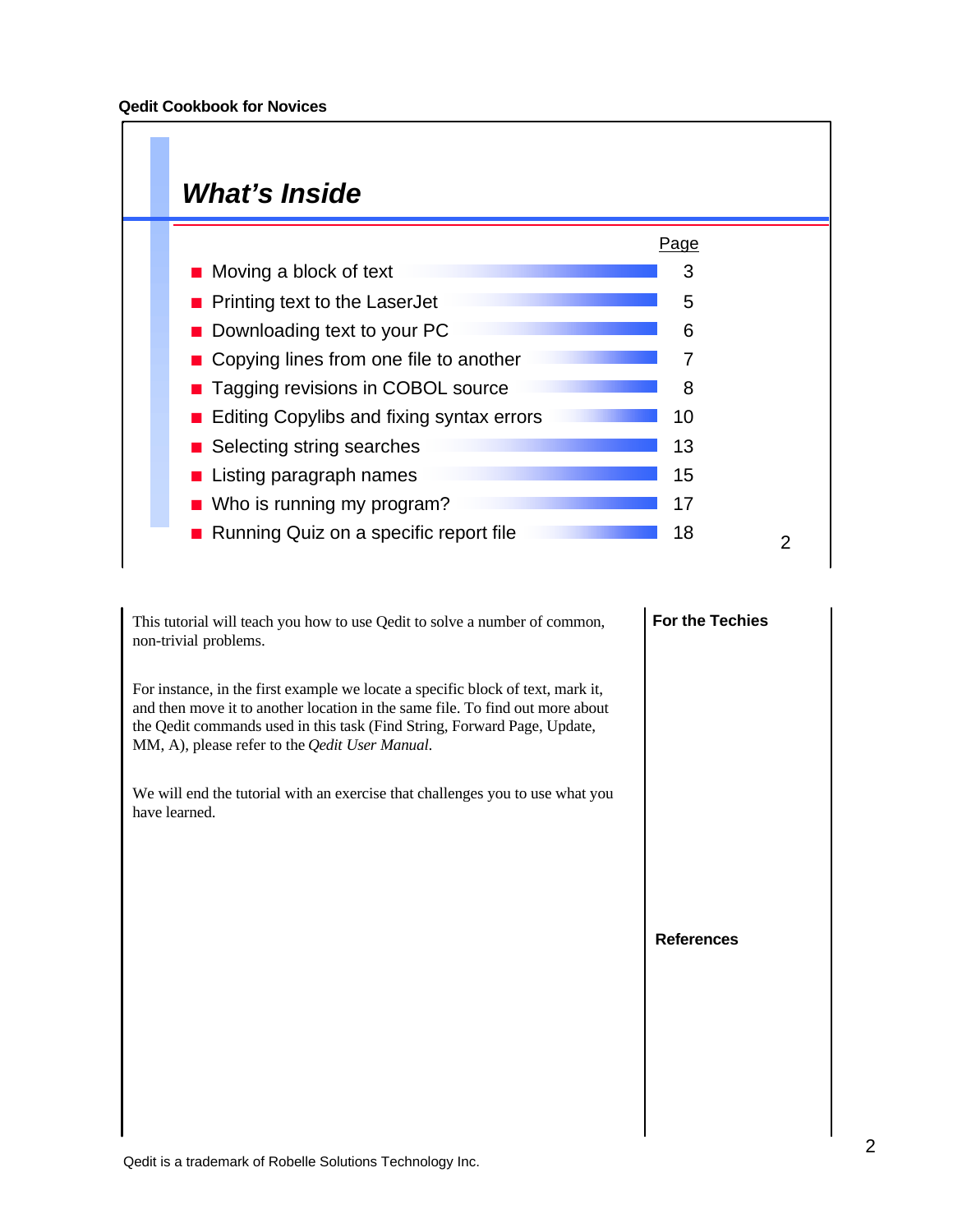## What's Inside

| | Page |
|---|---|
| Moving a block of text | 3 |
| Printing text to the LaserJet | 5 |
| Downloading text to your PC | 6 |
| Copying lines from one file to another | 7 |
| Tagging revisions in COBOL source | 8 |
| Editing Copylibs and fixing syntax errors | 10 |
| Selecting string searches | 13 |
| Listing paragraph names | 15 |
| Who is running my program? | 17 |
| Running Quiz on a specific report file | 18 |

This tutorial will teach you how to use Qedit to solve a number of common, non-trivial problems.

For instance, in the first example we locate a specific block of text, mark it, and then move it to another location in the same file. To find out more about the Qedit commands used in this task (Find String, Forward Page, Update, MM, A), please refer to the *Qedit User Manual*.

We will end the tutorial with an exercise that challenges you to use what you have learned.

**For the Techies**

**References**

Qedit is a trademark of Robelle Solutions Technology Inc.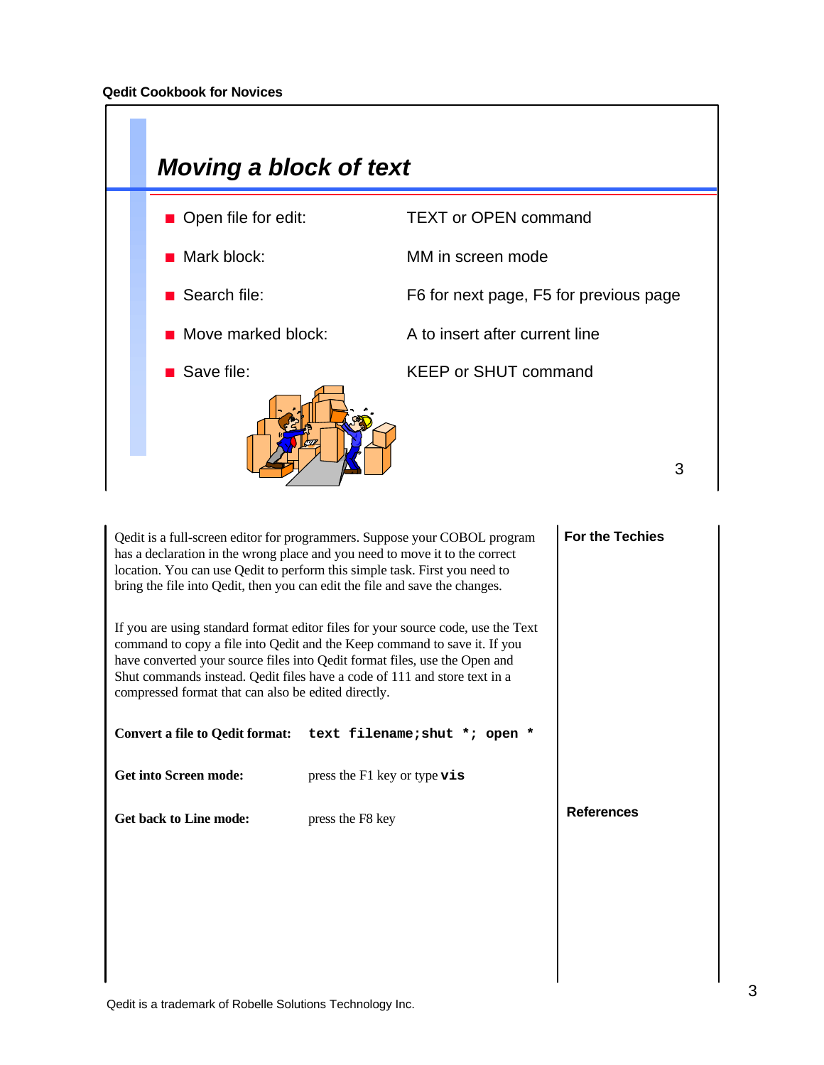## Moving a block of text

| | |
|---|---|
| Open file for edit: | TEXT or OPEN command |
| Mark block: | MM in screen mode |
| Search file: | F6 for next page, F5 for previous page |
| Move marked block: | A to insert after current line |
| Save file: | KEEP or SHUT command |

Qedit is a full-screen editor for programmers. Suppose your COBOL program has a declaration in the wrong place and you need to move it to the correct location. You can use Qedit to perform this simple task. First you need to bring the file into Qedit, then you can edit the file and save the changes.

If you are using standard format editor files for your source code, use the Text command to copy a file into Qedit and the Keep command to save it. If you have converted your source files into Qedit format files, use the Open and Shut commands instead. Qedit files have a code of 111 and store text in a compressed format that can also be edited directly.

**Convert a file to Qedit format:** `text filename;shut *; open *`

**Get into Screen mode:** press the F1 key or type **`vis`**

**Get back to Line mode:** press the F8 key

**For the Techies**

**References**

Qedit is a trademark of Robelle Solutions Technology Inc.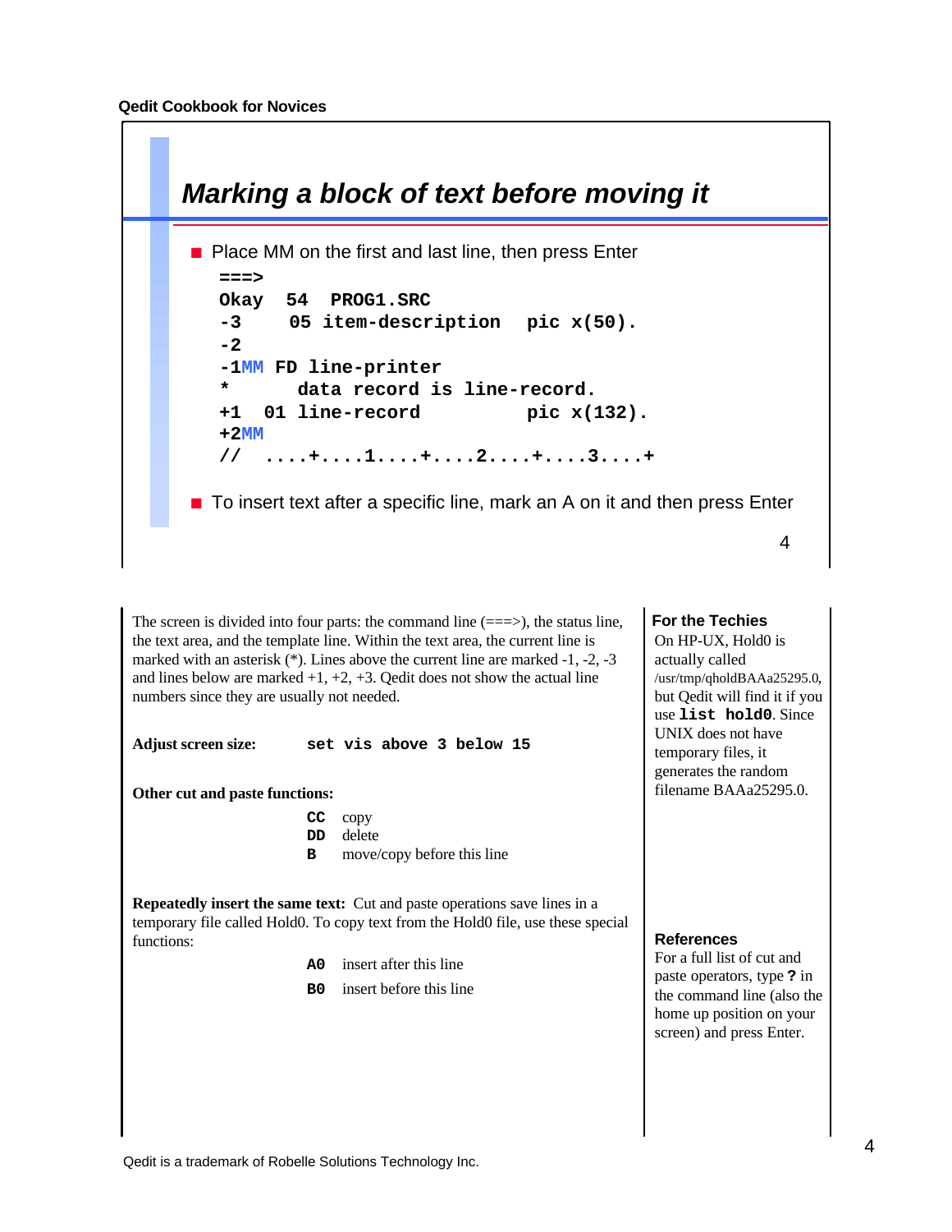## Marking a block of text before moving it

- Place MM on the first and last line, then press Enter

```
===>
Okay  54  PROG1.SRC
-3     05 item-description   pic x(50).
-2
-1MM FD line-printer
*        data record is line-record.
+1  01 line-record           pic x(132).
+2MM
//  ....+....1....+....2....+....3....+
```

- To insert text after a specific line, mark an A on it and then press Enter

The screen is divided into four parts: the command line (===>), the status line, the text area, and the template line. Within the text area, the current line is marked with an asterisk (*). Lines above the current line are marked -1, -2, -3 and lines below are marked +1, +2, +3. Qedit does not show the actual line numbers since they are usually not needed.

**Adjust screen size:** `set vis above 3 below 15`

**Other cut and paste functions:**

| | |
|---|---|
| `CC` | copy |
| `DD` | delete |
| `B` | move/copy before this line |

**Repeatedly insert the same text:** Cut and paste operations save lines in a temporary file called Hold0. To copy text from the Hold0 file, use these special functions:

| | |
|---|---|
| `A0` | insert after this line |
| `B0` | insert before this line |

### For the Techies

On HP-UX, Hold0 is actually called /usr/tmp/qholdBAAa25295.0, but Qedit will find it if you use **`list hold0`**. Since UNIX does not have temporary files, it generates the random filename BAAa25295.0.

### References

For a full list of cut and paste operators, type **?** in the command line (also the home up position on your screen) and press Enter.

Qedit is a trademark of Robelle Solutions Technology Inc.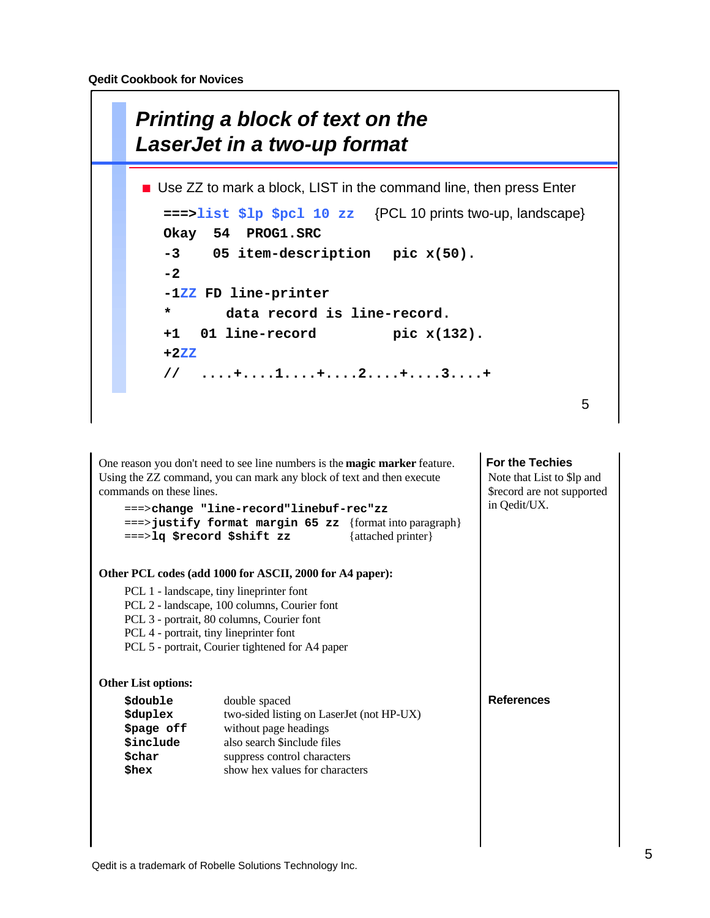## Printing a block of text on the LaserJet in a two-up format

- Use ZZ to mark a block, LIST in the command line, then press Enter

```
===>list $lp $pcl 10 zz    {PCL 10 prints two-up, landscape}
Okay  54  PROG1.SRC
-3    05 item-description   pic x(50).
-2
-1ZZ FD line-printer
*       data record is line-record.
+1   01 line-record         pic x(132).
+2ZZ
//   ....+....1....+....2....+....3....+
```

One reason you don't need to see line numbers is the **magic marker** feature. Using the ZZ command, you can mark any block of text and then execute commands on these lines.

```
===>change "line-record"linebuf-rec"zz
===>justify format margin 65 zz  {format into paragraph}
===>lq $record $shift zz         {attached printer}
```

**Other PCL codes (add 1000 for ASCII, 2000 for A4 paper):**

PCL 1 - landscape, tiny lineprinter font
PCL 2 - landscape, 100 columns, Courier font
PCL 3 - portrait, 80 columns, Courier font
PCL 4 - portrait, tiny lineprinter font
PCL 5 - portrait, Courier tightened for A4 paper

**Other List options:**

| | |
|---|---|
| `$double` | double spaced |
| `$duplex` | two-sided listing on LaserJet (not HP-UX) |
| `$page off` | without page headings |
| `$include` | also search $include files |
| `$char` | suppress control characters |
| `$hex` | show hex values for characters |

**For the Techies**

Note that List to $lp and $record are not supported in Qedit/UX.

**References**

Qedit is a trademark of Robelle Solutions Technology Inc.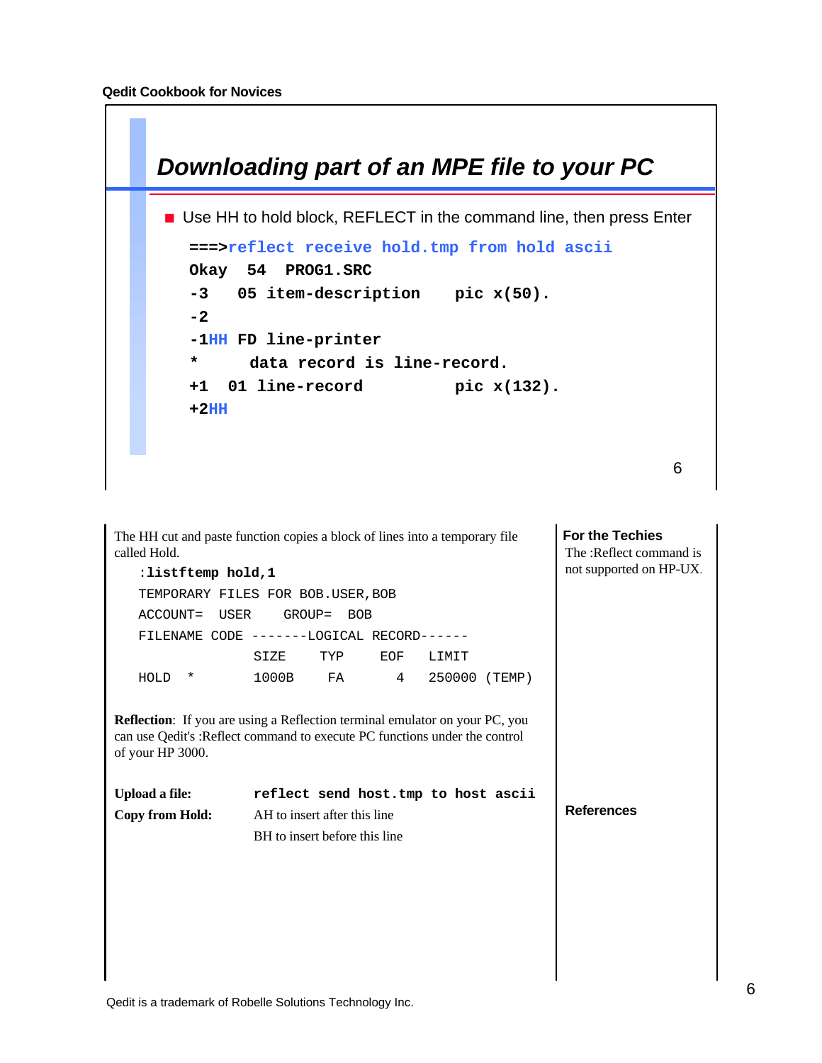## Downloading part of an MPE file to your PC

- Use HH to hold block, REFLECT in the command line, then press Enter

```
===>reflect receive hold.tmp from hold ascii
Okay  54  PROG1.SRC
-3   05 item-description    pic x(50).
-2
-1HH FD line-printer
*      data record is line-record.
+1  01 line-record          pic x(132).
+2HH
```

The HH cut and paste function copies a block of lines into a temporary file called Hold.

```
:listftemp hold,1
TEMPORARY FILES FOR BOB.USER,BOB
ACCOUNT=  USER    GROUP=  BOB
FILENAME CODE -------LOGICAL RECORD------
                SIZE    TYP    EOF   LIMIT
HOLD   *        1000B    FA      4   250000 (TEMP)
```

**Reflection**: If you are using a Reflection terminal emulator on your PC, you can use Qedit's :Reflect command to execute PC functions under the control of your HP 3000.

**Upload a file:** `reflect send host.tmp to host ascii`

**Copy from Hold:** AH to insert after this line

BH to insert before this line

**For the Techies**

The :Reflect command is not supported on HP-UX.

**References**

Qedit is a trademark of Robelle Solutions Technology Inc.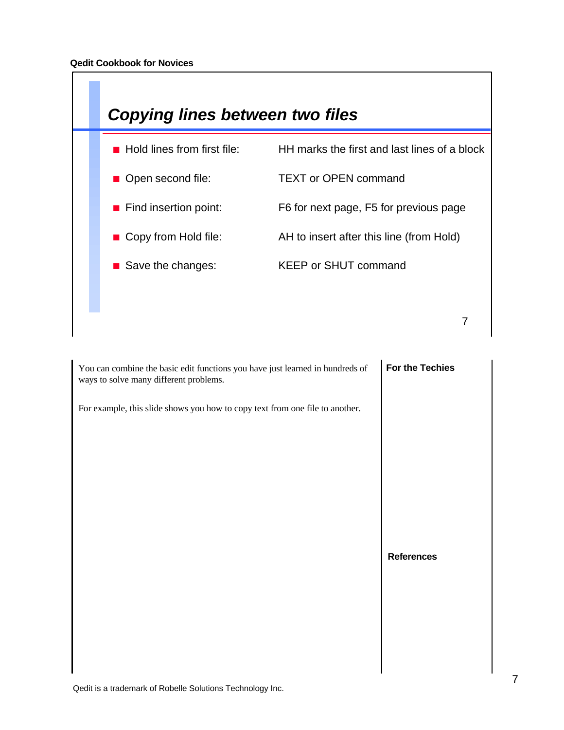## Copying lines between two files

| | |
|---|---|
| Hold lines from first file: | HH marks the first and last lines of a block |
| Open second file: | TEXT or OPEN command |
| Find insertion point: | F6 for next page, F5 for previous page |
| Copy from Hold file: | AH to insert after this line (from Hold) |
| Save the changes: | KEEP or SHUT command |

You can combine the basic edit functions you have just learned in hundreds of ways to solve many different problems.

For example, this slide shows you how to copy text from one file to another.

**For the Techies**

**References**

Qedit is a trademark of Robelle Solutions Technology Inc.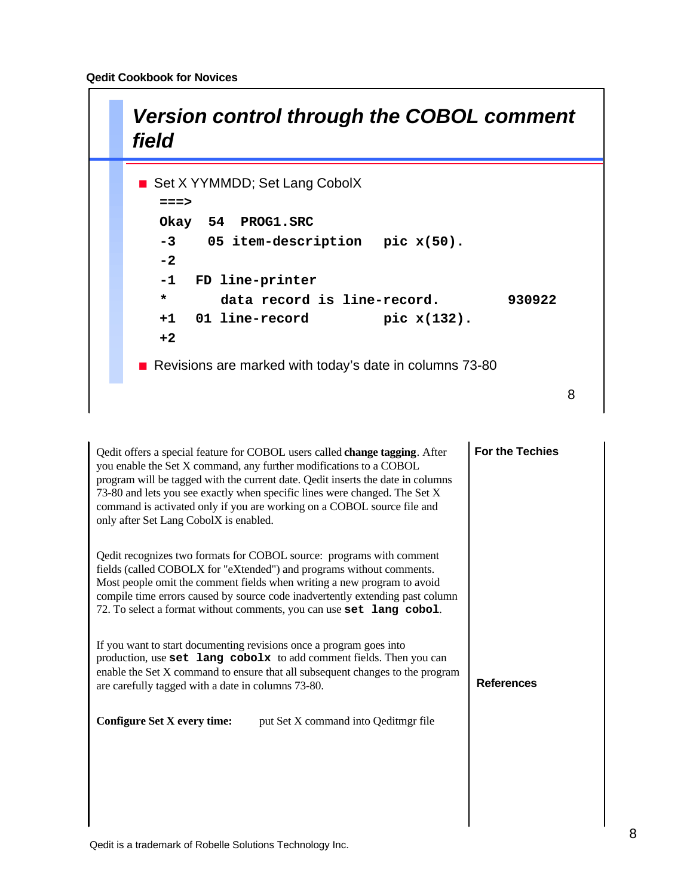# Version control through the COBOL comment field

- Set X YYMMDD; Set Lang CobolX

```
===>
Okay  54  PROG1.SRC
-3     05 item-description   pic x(50).
-2
-1    FD line-printer
*        data record is line-record.         930922
+1    01 line-record         pic x(132).
+2
```

- Revisions are marked with today's date in columns 73-80

Qedit offers a special feature for COBOL users called **change tagging**. After you enable the Set X command, any further modifications to a COBOL program will be tagged with the current date. Qedit inserts the date in columns 73-80 and lets you see exactly when specific lines were changed. The Set X command is activated only if you are working on a COBOL source file and only after Set Lang CobolX is enabled.

Qedit recognizes two formats for COBOL source: programs with comment fields (called COBOLX for "eXtended") and programs without comments. Most people omit the comment fields when writing a new program to avoid compile time errors caused by source code inadvertently extending past column 72. To select a format without comments, you can use `set lang cobol`.

If you want to start documenting revisions once a program goes into production, use `set lang cobolx` to add comment fields. Then you can enable the Set X command to ensure that all subsequent changes to the program are carefully tagged with a date in columns 73-80.

**Configure Set X every time:** put Set X command into Qeditmgr file

**For the Techies**

**References**

Qedit is a trademark of Robelle Solutions Technology Inc.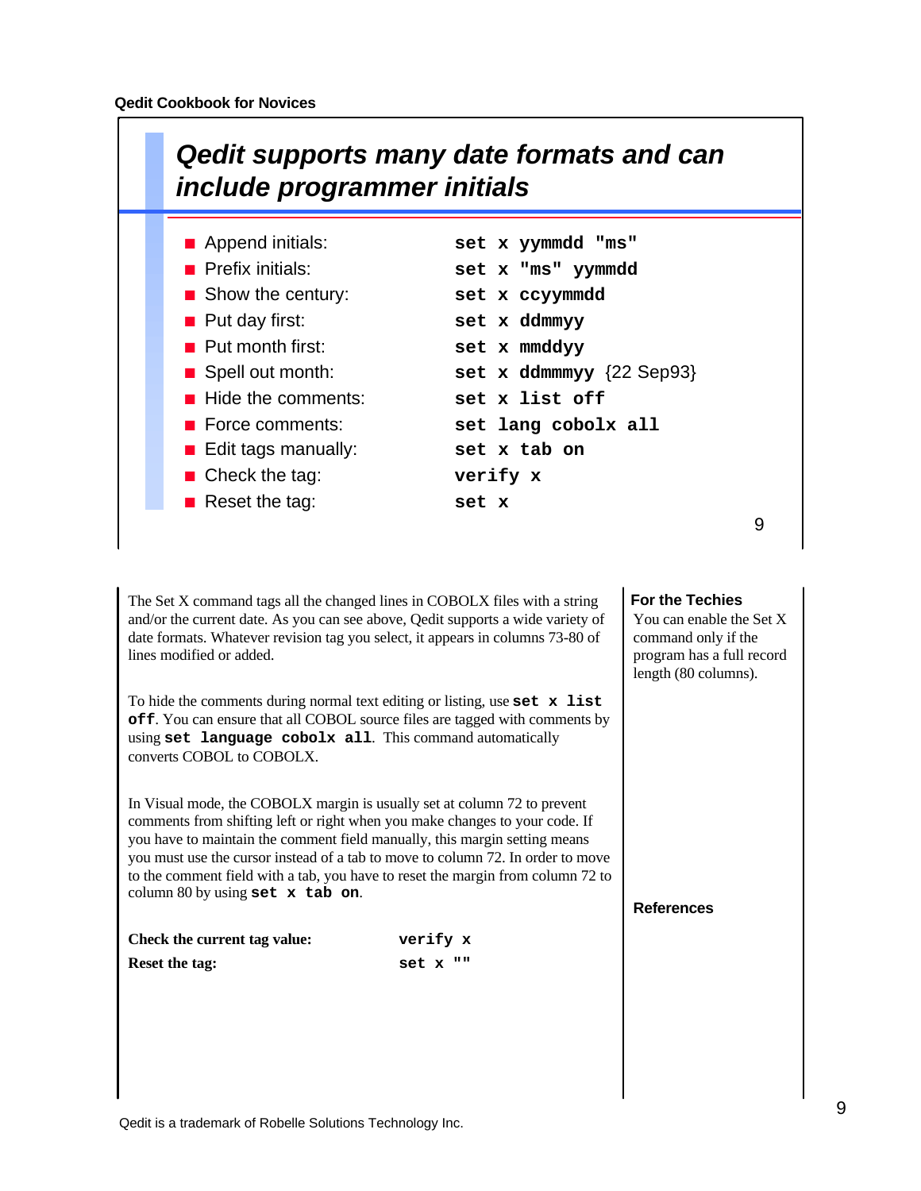# Qedit supports many date formats and can include programmer initials

| | |
|---|---|
| Append initials: | `set x yymmdd "ms"` |
| Prefix initials: | `set x "ms" yymmdd` |
| Show the century: | `set x ccyymmdd` |
| Put day first: | `set x ddmmyy` |
| Put month first: | `set x mmddyy` |
| Spell out month: | `set x ddmmmyy` {22 Sep93} |
| Hide the comments: | `set x list off` |
| Force comments: | `set lang cobolx all` |
| Edit tags manually: | `set x tab on` |
| Check the tag: | `verify x` |
| Reset the tag: | `set x` |

The Set X command tags all the changed lines in COBOLX files with a string and/or the current date. As you can see above, Qedit supports a wide variety of date formats. Whatever revision tag you select, it appears in columns 73-80 of lines modified or added.

To hide the comments during normal text editing or listing, use **`set x list off`**. You can ensure that all COBOL source files are tagged with comments by using **`set language cobolx all`**. This command automatically converts COBOL to COBOLX.

In Visual mode, the COBOLX margin is usually set at column 72 to prevent comments from shifting left or right when you make changes to your code. If you have to maintain the comment field manually, this margin setting means you must use the cursor instead of a tab to move to column 72. In order to move to the comment field with a tab, you have to reset the margin from column 72 to column 80 by using **`set x tab on`**.

| | |
|---|---|
| **Check the current tag value:** | `verify x` |
| **Reset the tag:** | `set x ""` |

**For the Techies**

You can enable the Set X command only if the program has a full record length (80 columns).

**References**

Qedit is a trademark of Robelle Solutions Technology Inc.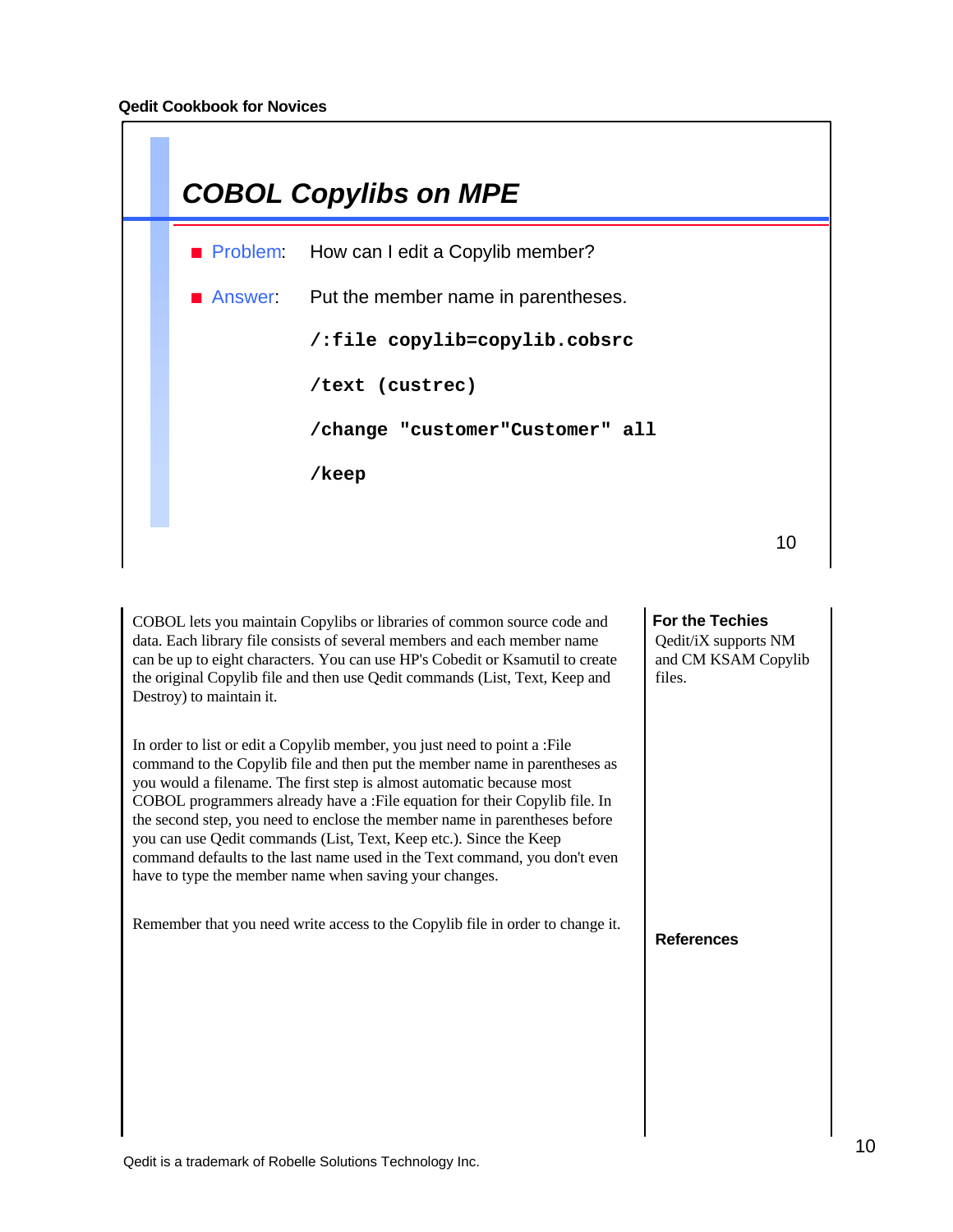## COBOL Copylibs on MPE

- **Problem**: How can I edit a Copylib member?
- **Answer**: Put the member name in parentheses.

```
/:file copylib=copylib.cobsrc
/text (custrec)
/change "customer"Customer" all
/keep
```

COBOL lets you maintain Copylibs or libraries of common source code and data. Each library file consists of several members and each member name can be up to eight characters. You can use HP's Cobedit or Ksamutil to create the original Copylib file and then use Qedit commands (List, Text, Keep and Destroy) to maintain it.

In order to list or edit a Copylib member, you just need to point a :File command to the Copylib file and then put the member name in parentheses as you would a filename. The first step is almost automatic because most COBOL programmers already have a :File equation for their Copylib file. In the second step, you need to enclose the member name in parentheses before you can use Qedit commands (List, Text, Keep etc.). Since the Keep command defaults to the last name used in the Text command, you don't even have to type the member name when saving your changes.

Remember that you need write access to the Copylib file in order to change it.

**For the Techies**

Qedit/iX supports NM and CM KSAM Copylib files.

**References**

Qedit is a trademark of Robelle Solutions Technology Inc.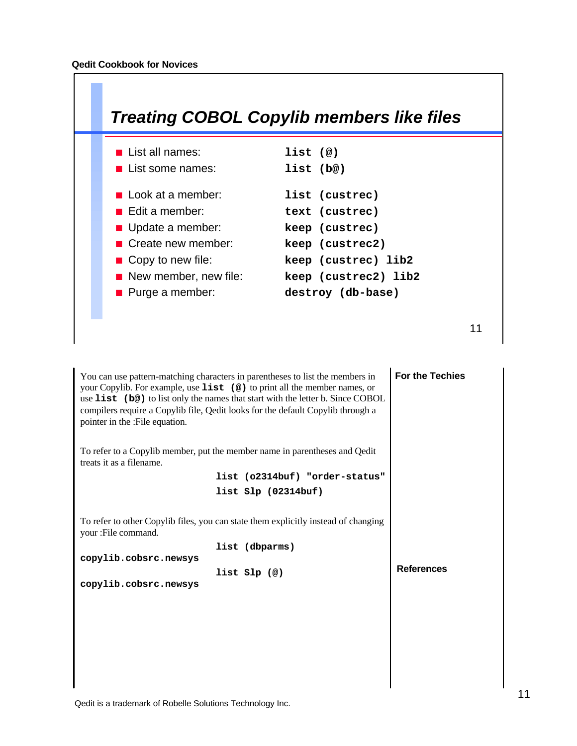## Treating COBOL Copylib members like files

- List all names: **list (@)**
- List some names: **list (b@)**
- Look at a member: **list (custrec)**
- Edit a member: **text (custrec)**
- Update a member: **keep (custrec)**
- Create new member: **keep (custrec2)**
- Copy to new file: **keep (custrec) lib2**
- New member, new file: **keep (custrec2) lib2**
- Purge a member: **destroy (db-base)**

You can use pattern-matching characters in parentheses to list the members in your Copylib. For example, use **list (@)** to print all the member names, or use **list (b@)** to list only the names that start with the letter b. Since COBOL compilers require a Copylib file, Qedit looks for the default Copylib through a pointer in the :File equation.

To refer to a Copylib member, put the member name in parentheses and Qedit treats it as a filename.

```
list (o2314buf) "order-status"
list $lp (02314buf)
```

To refer to other Copylib files, you can state them explicitly instead of changing your :File command.

```
list (dbparms) copylib.cobsrc.newsys
list $lp (@) copylib.cobsrc.newsys
```

**For the Techies**

**References**

Qedit is a trademark of Robelle Solutions Technology Inc.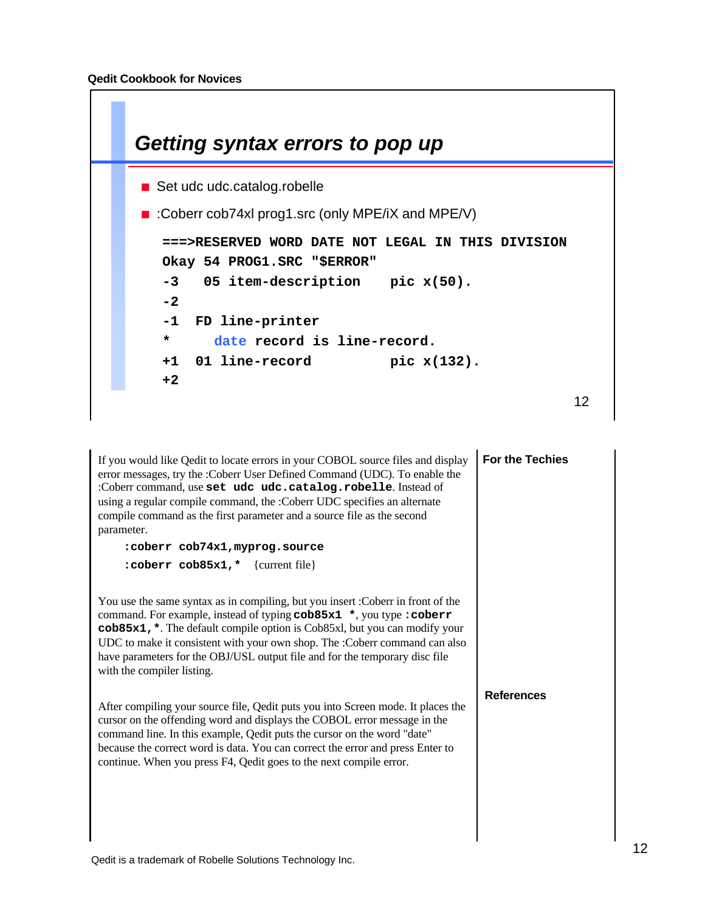## Getting syntax errors to pop up

- Set udc udc.catalog.robelle
- :Coberr cob74xl prog1.src (only MPE/iX and MPE/V)

```
===>RESERVED WORD DATE NOT LEGAL IN THIS DIVISION
Okay 54 PROG1.SRC "$ERROR"
-3    05 item-description    pic x(50).
-2
-1   FD line-printer
*      date record is line-record.
+1   01 line-record          pic x(132).
+2
```

If you would like Qedit to locate errors in your COBOL source files and display error messages, try the :Coberr User Defined Command (UDC). To enable the :Coberr command, use **`set udc udc.catalog.robelle`**. Instead of using a regular compile command, the :Coberr UDC specifies an alternate compile command as the first parameter and a source file as the second parameter.

```
:coberr cob74x1,myprog.source
:coberr cob85x1,*   {current file}
```

You use the same syntax as in compiling, but you insert :Coberr in front of the command. For example, instead of typing **`cob85x1 *`**, you type **`:coberr cob85x1,*`**. The default compile option is Cob85xl, but you can modify your UDC to make it consistent with your own shop. The :Coberr command can also have parameters for the OBJ/USL output file and for the temporary disc file with the compiler listing.

After compiling your source file, Qedit puts you into Screen mode. It places the cursor on the offending word and displays the COBOL error message in the command line. In this example, Qedit puts the cursor on the word "date" because the correct word is data. You can correct the error and press Enter to continue. When you press F4, Qedit goes to the next compile error.

**For the Techies**

**References**

Qedit is a trademark of Robelle Solutions Technology Inc.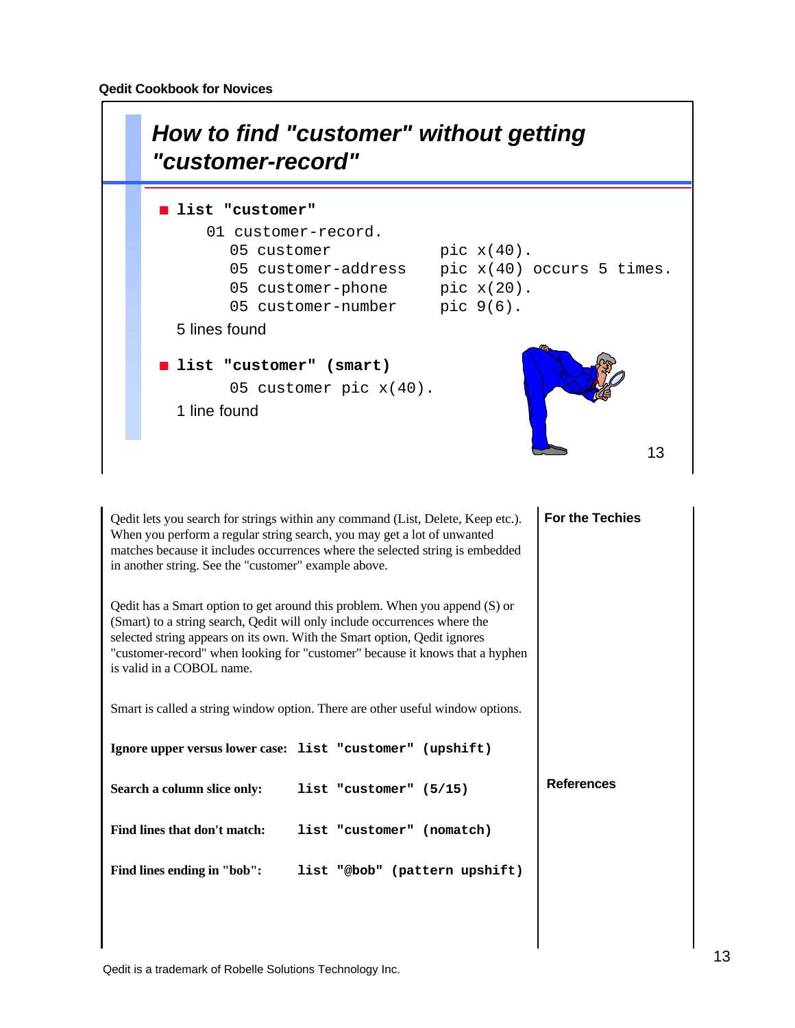## How to find "customer" without getting "customer-record"

- **list "customer"**

```
    01 customer-record.
       05 customer            pic x(40).
       05 customer-address    pic x(40) occurs 5 times.
       05 customer-phone      pic x(20).
       05 customer-number     pic 9(6).
```

5 lines found

- **list "customer" (smart)**

```
       05 customer pic x(40).
```

1 line found

Qedit lets you search for strings within any command (List, Delete, Keep etc.). When you perform a regular string search, you may get a lot of unwanted matches because it includes occurrences where the selected string is embedded in another string. See the "customer" example above.

Qedit has a Smart option to get around this problem. When you append (S) or (Smart) to a string search, Qedit will only include occurrences where the selected string appears on its own. With the Smart option, Qedit ignores "customer-record" when looking for "customer" because it knows that a hyphen is valid in a COBOL name.

Smart is called a string window option. There are other useful window options.

**Ignore upper versus lower case:** `list "customer" (upshift)`

**Search a column slice only:** `list "customer" (5/15)`

**Find lines that don't match:** `list "customer" (nomatch)`

**Find lines ending in "bob":** `list "@bob" (pattern upshift)`

**For the Techies**

**References**

Qedit is a trademark of Robelle Solutions Technology Inc.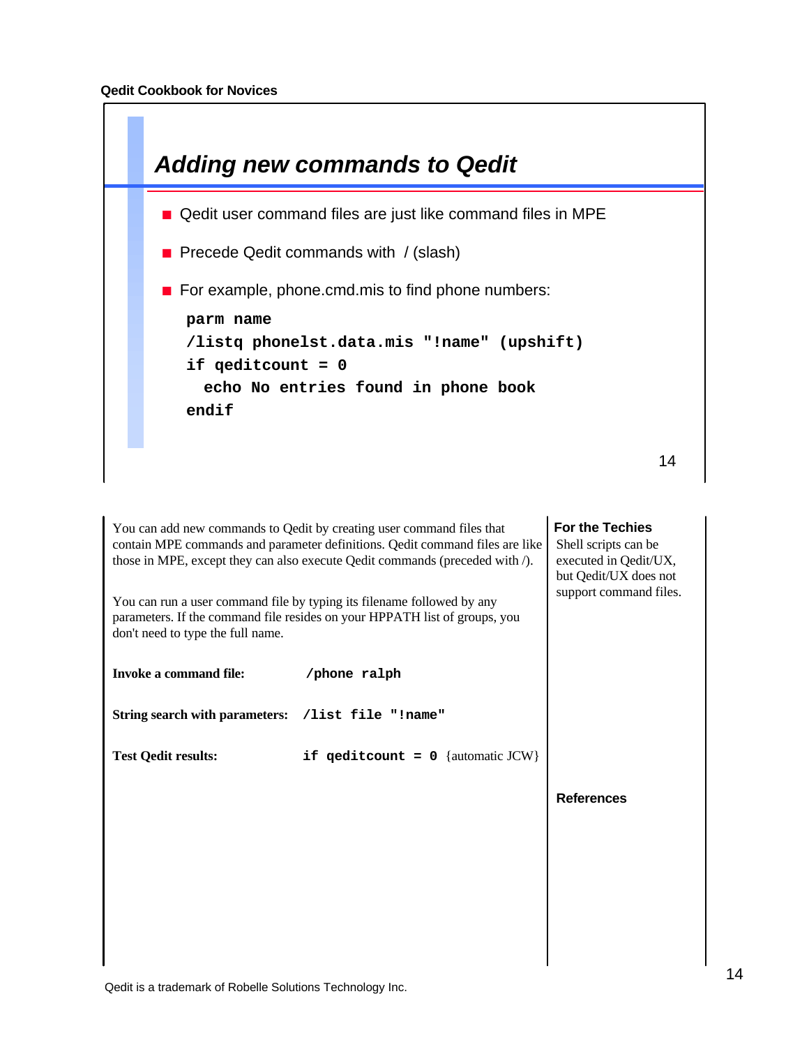## Adding new commands to Qedit

- Qedit user command files are just like command files in MPE
- Precede Qedit commands with / (slash)
- For example, phone.cmd.mis to find phone numbers:

```
parm name
/listq phonelst.data.mis "!name" (upshift)
if qeditcount = 0
  echo No entries found in phone book
endif
```

You can add new commands to Qedit by creating user command files that contain MPE commands and parameter definitions. Qedit command files are like those in MPE, except they can also execute Qedit commands (preceded with /).

You can run a user command file by typing its filename followed by any parameters. If the command file resides on your HPPATH list of groups, you don't need to type the full name.

**Invoke a command file:** `/phone ralph`

**String search with parameters:** `/list file "!name"`

**Test Qedit results:** `if qeditcount = 0` {automatic JCW}

**For the Techies**

Shell scripts can be executed in Qedit/UX, but Qedit/UX does not support command files.

**References**

Qedit is a trademark of Robelle Solutions Technology Inc.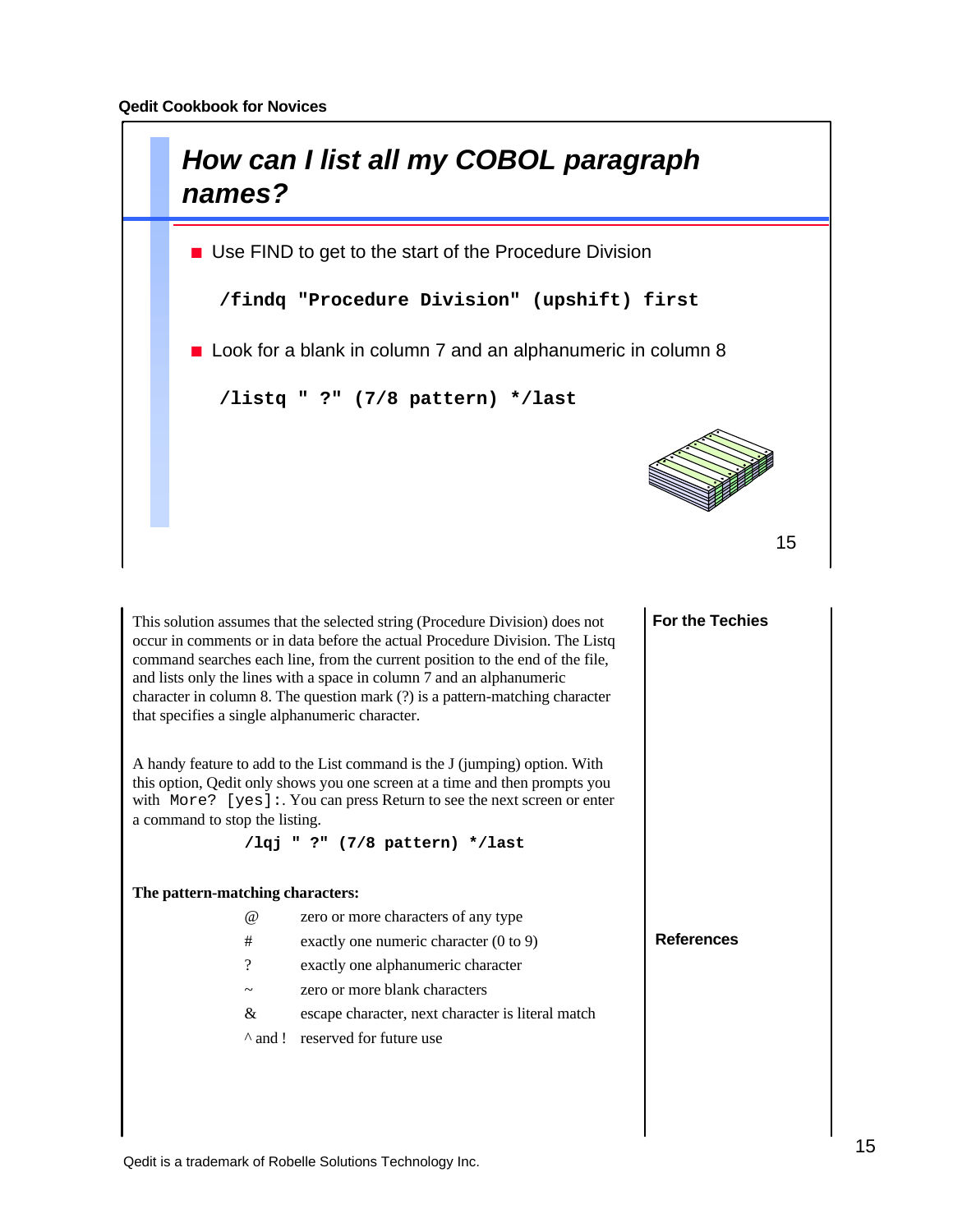## How can I list all my COBOL paragraph names?

- Use FIND to get to the start of the Procedure Division

```
/findq "Procedure Division" (upshift) first
```

- Look for a blank in column 7 and an alphanumeric in column 8

```
/listq " ?" (7/8 pattern) */last
```

This solution assumes that the selected string (Procedure Division) does not occur in comments or in data before the actual Procedure Division. The Listq command searches each line, from the current position to the end of the file, and lists only the lines with a space in column 7 and an alphanumeric character in column 8. The question mark (?) is a pattern-matching character that specifies a single alphanumeric character.

A handy feature to add to the List command is the J (jumping) option. With this option, Qedit only shows you one screen at a time and then prompts you with `More? [yes]:`. You can press Return to see the next screen or enter a command to stop the listing.

```
/lqj " ?" (7/8 pattern) */last
```

**The pattern-matching characters:**

| | |
|---|---|
| @ | zero or more characters of any type |
| # | exactly one numeric character (0 to 9) |
| ? | exactly one alphanumeric character |
| ~ | zero or more blank characters |
| & | escape character, next character is literal match |
| ^ and ! | reserved for future use |

**For the Techies**

**References**

Qedit is a trademark of Robelle Solutions Technology Inc.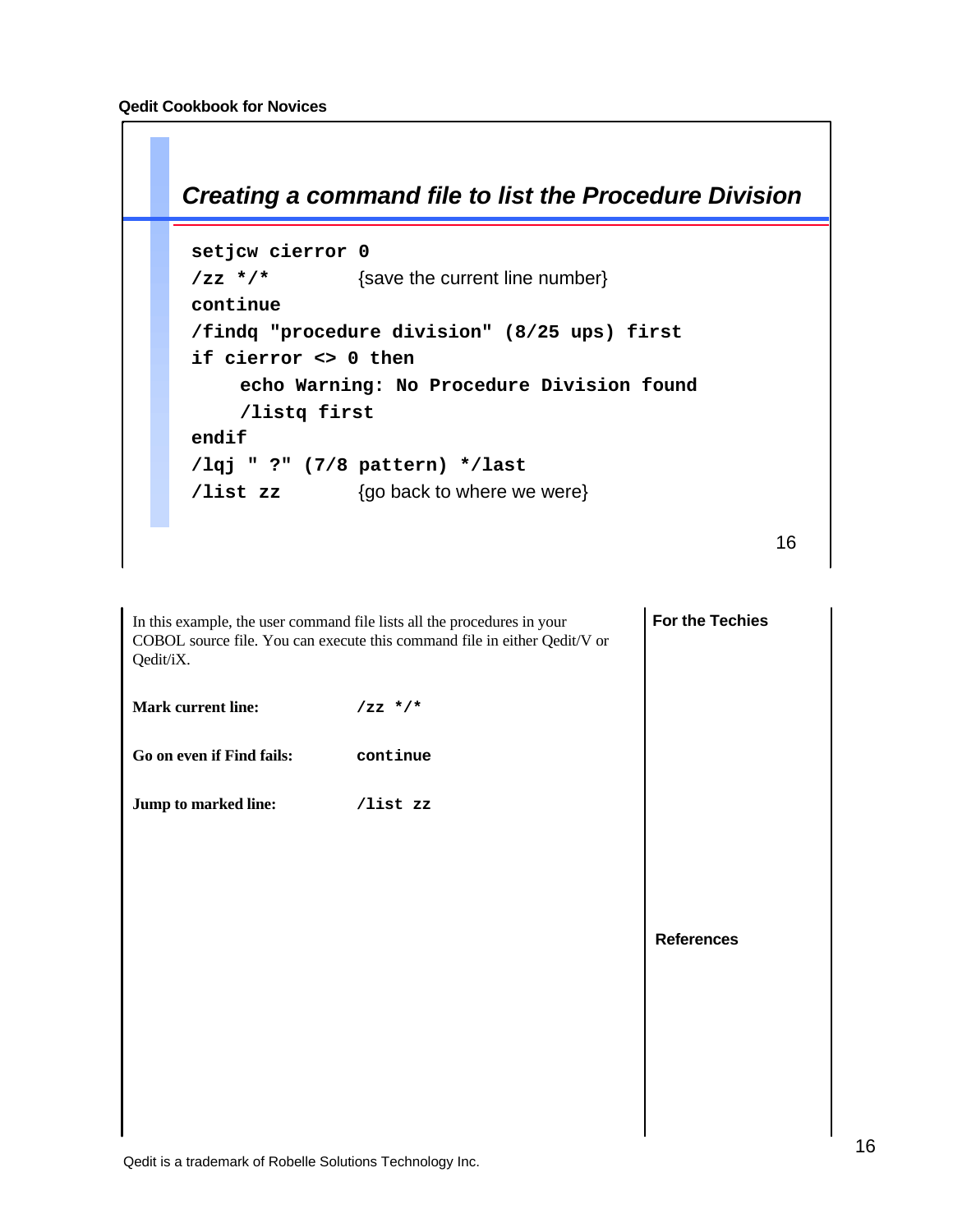## Creating a command file to list the Procedure Division

```
setjcw cierror 0
/zz */*          {save the current line number}
continue
/findq "procedure division" (8/25 ups) first
if cierror <> 0 then
    echo Warning: No Procedure Division found
    /listq first
endif
/lqj " ?" (7/8 pattern) */last
/list zz         {go back to where we were}
```

In this example, the user command file lists all the procedures in your COBOL source file. You can execute this command file in either Qedit/V or Qedit/iX.

**Mark current line:** `/zz */*`

**Go on even if Find fails:** `continue`

**Jump to marked line:** `/list zz`

**For the Techies**

**References**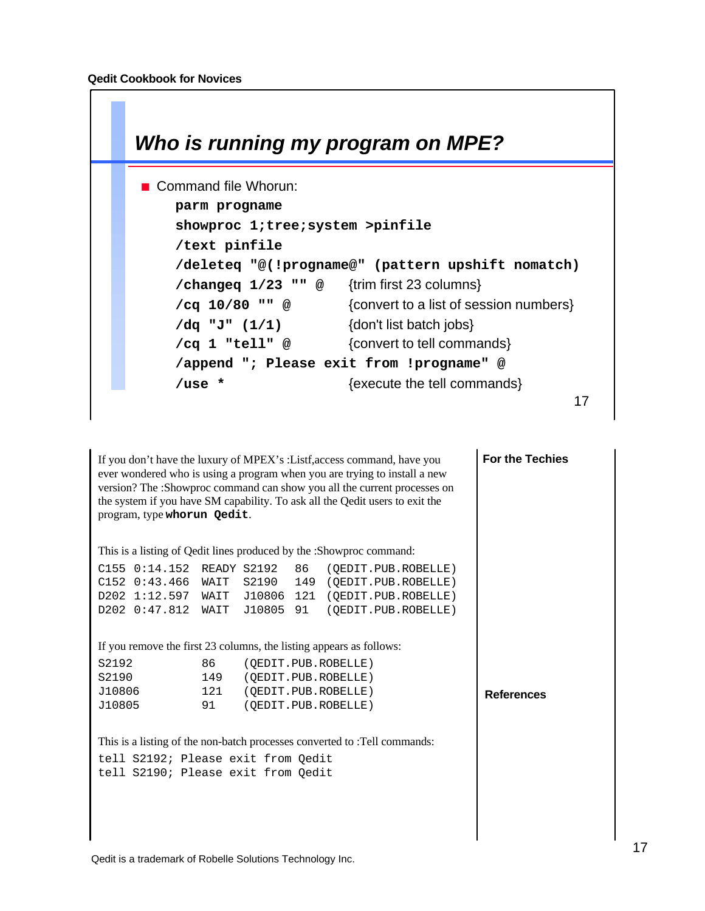## Who is running my program on MPE?

- Command file Whorun:

```
parm progname
showproc 1;tree;system >pinfile
/text pinfile
/deleteq "@(!progname@" (pattern upshift nomatch)
/changeq 1/23 "" @     {trim first 23 columns}
/cq 10/80 "" @         {convert to a list of session numbers}
/dq "J" (1/1)          {don't list batch jobs}
/cq 1 "tell" @         {convert to tell commands}
/append "; Please exit from !progname" @
/use *                 {execute the tell commands}
```

If you don't have the luxury of MPEX's :Listf,access command, have you ever wondered who is using a program when you are trying to install a new version? The :Showproc command can show you all the current processes on the system if you have SM capability. To ask all the Qedit users to exit the program, type **whorun Qedit**.

This is a listing of Qedit lines produced by the :Showproc command:

```
C155 0:14.152 READY S2192   86   (QEDIT.PUB.ROBELLE)
C152 0:43.466 WAIT  S2190   149  (QEDIT.PUB.ROBELLE)
D202 1:12.597 WAIT  J10806  121  (QEDIT.PUB.ROBELLE)
D202 0:47.812 WAIT  J10805  91   (QEDIT.PUB.ROBELLE)
```

If you remove the first 23 columns, the listing appears as follows:

```
S2192          86    (QEDIT.PUB.ROBELLE)
S2190          149   (QEDIT.PUB.ROBELLE)
J10806         121   (QEDIT.PUB.ROBELLE)
J10805         91    (QEDIT.PUB.ROBELLE)
```

This is a listing of the non-batch processes converted to :Tell commands:

```
tell S2192; Please exit from Qedit
tell S2190; Please exit from Qedit
```

**For the Techies**

**References**

Qedit is a trademark of Robelle Solutions Technology Inc.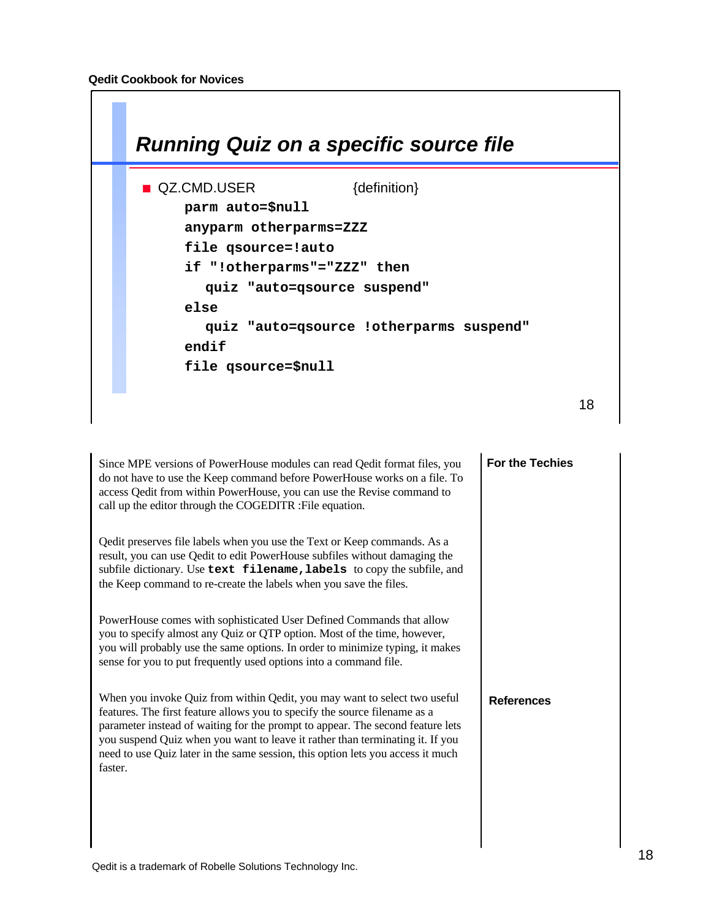## Running Quiz on a specific source file

- QZ.CMD.USER {definition}

```
parm auto=$null
anyparm otherparms=ZZZ
file qsource=!auto
if "!otherparms"="ZZZ" then
   quiz "auto=qsource suspend"
else
   quiz "auto=qsource !otherparms suspend"
endif
file qsource=$null
```

Since MPE versions of PowerHouse modules can read Qedit format files, you do not have to use the Keep command before PowerHouse works on a file. To access Qedit from within PowerHouse, you can use the Revise command to call up the editor through the COGEDITR :File equation.

Qedit preserves file labels when you use the Text or Keep commands. As a result, you can use Qedit to edit PowerHouse subfiles without damaging the subfile dictionary. Use **`text filename,labels`** to copy the subfile, and the Keep command to re-create the labels when you save the files.

PowerHouse comes with sophisticated User Defined Commands that allow you to specify almost any Quiz or QTP option. Most of the time, however, you will probably use the same options. In order to minimize typing, it makes sense for you to put frequently used options into a command file.

When you invoke Quiz from within Qedit, you may want to select two useful features. The first feature allows you to specify the source filename as a parameter instead of waiting for the prompt to appear. The second feature lets you suspend Quiz when you want to leave it rather than terminating it. If you need to use Quiz later in the same session, this option lets you access it much faster.

**For the Techies**

**References**

Qedit is a trademark of Robelle Solutions Technology Inc.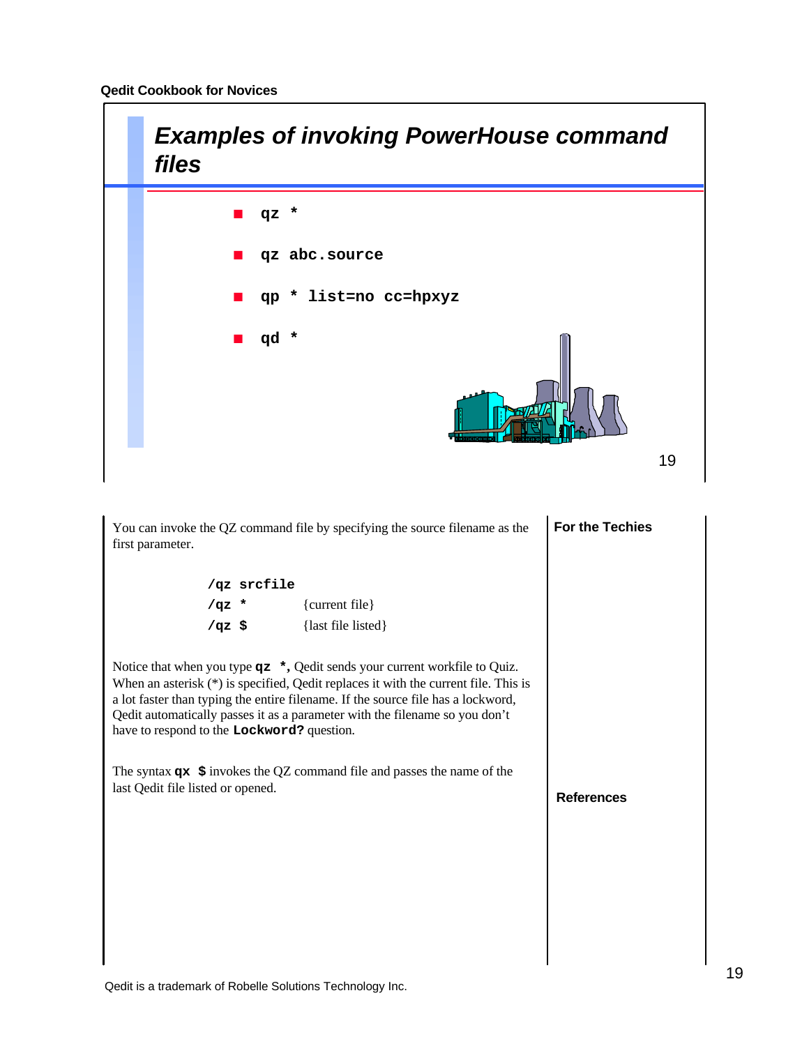## Examples of invoking PowerHouse command files

- **qz \***
- **qz abc.source**
- **qp \* list=no cc=hpxyz**
- **qd \***

You can invoke the QZ command file by specifying the source filename as the first parameter.

```
/qz srcfile
/qz *          {current file}
/qz $          {last file listed}
```

Notice that when you type **qz \*,** Qedit sends your current workfile to Quiz. When an asterisk (*) is specified, Qedit replaces it with the current file. This is a lot faster than typing the entire filename. If the source file has a lockword, Qedit automatically passes it as a parameter with the filename so you don't have to respond to the **Lockword?** question.

The syntax **qx $** invokes the QZ command file and passes the name of the last Qedit file listed or opened.

**For the Techies**

**References**

Qedit is a trademark of Robelle Solutions Technology Inc.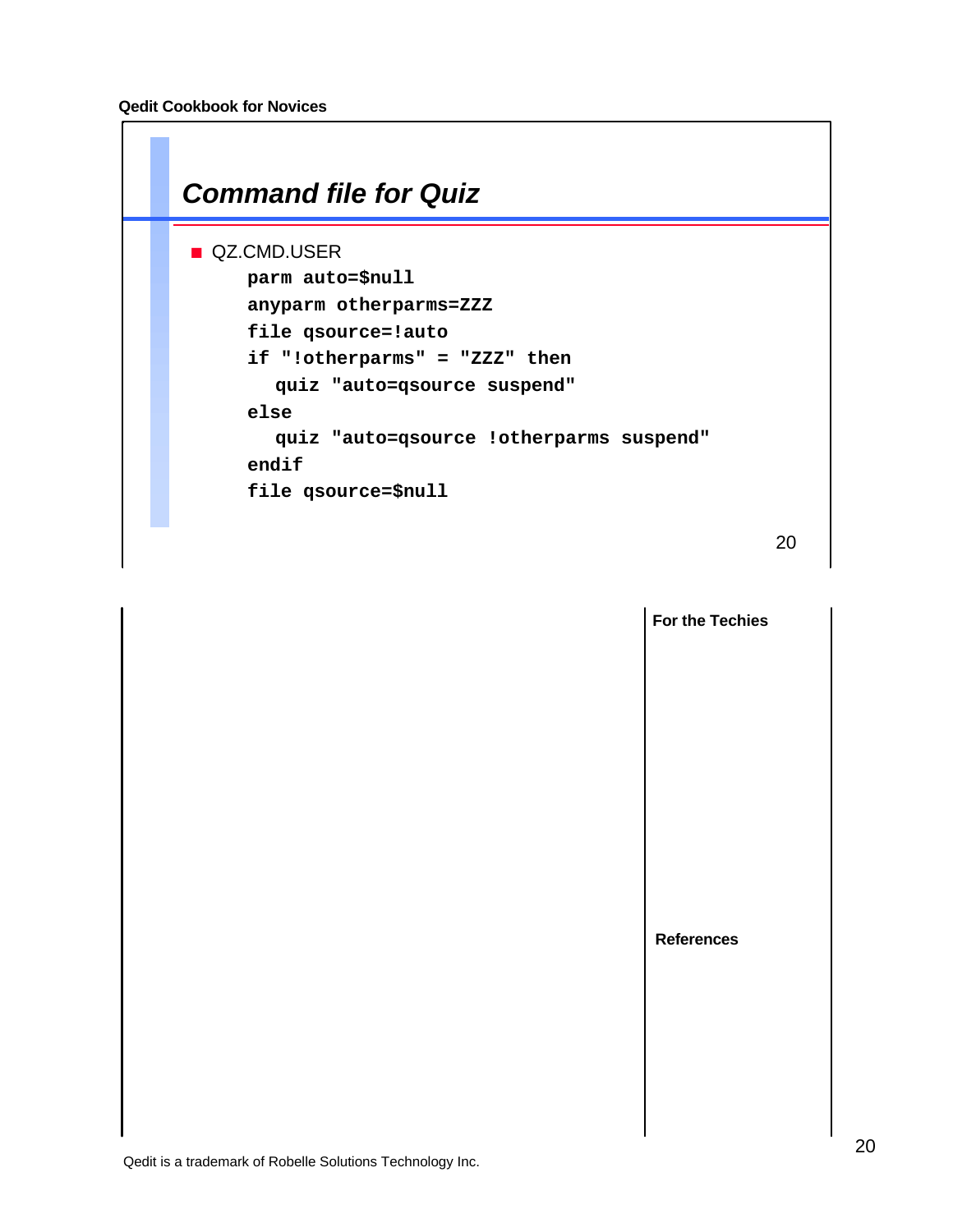## Command file for Quiz

- QZ.CMD.USER

```
parm auto=$null
anyparm otherparms=ZZZ
file qsource=!auto
if "!otherparms" = "ZZZ" then
  quiz "auto=qsource suspend"
else
  quiz "auto=qsource !otherparms suspend"
endif
file qsource=$null
```

**For the Techies**

**References**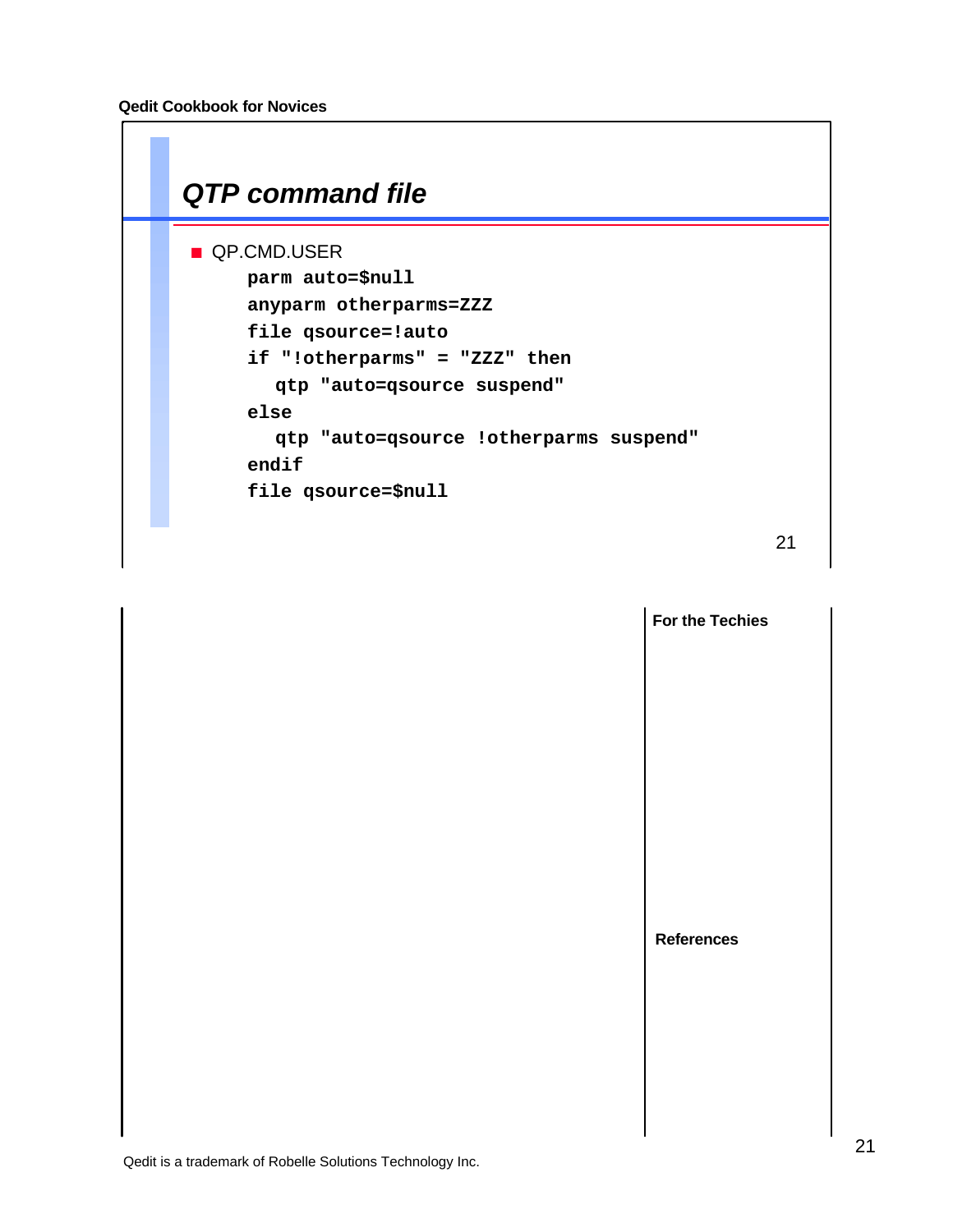## QTP command file

- QP.CMD.USER

```
parm auto=$null
anyparm otherparms=ZZZ
file qsource=!auto
if "!otherparms" = "ZZZ" then
  qtp "auto=qsource suspend"
else
  qtp "auto=qsource !otherparms suspend"
endif
file qsource=$null
```

**For the Techies**

**References**

Qedit is a trademark of Robelle Solutions Technology Inc.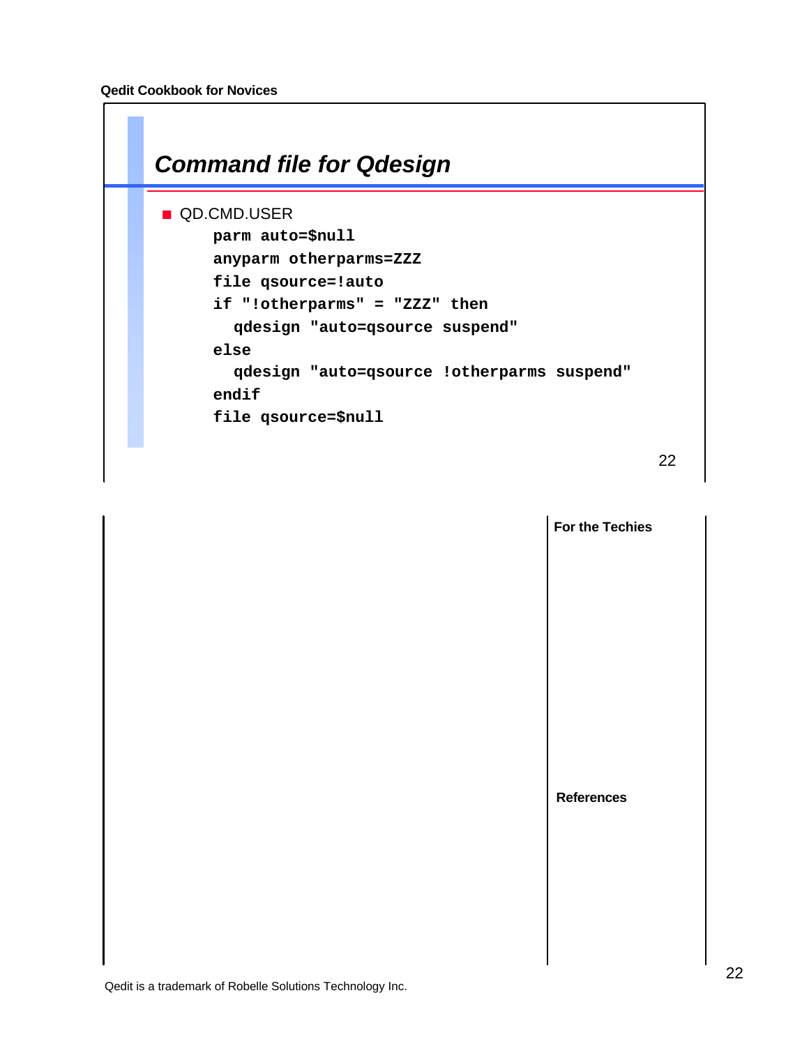# Command file for Qdesign

- QD.CMD.USER

```
parm auto=$null
anyparm otherparms=ZZZ
file qsource=!auto
if "!otherparms" = "ZZZ" then
  qdesign "auto=qsource suspend"
else
  qdesign "auto=qsource !otherparms suspend"
endif
file qsource=$null
```

**For the Techies**

**References**

Qedit is a trademark of Robelle Solutions Technology Inc.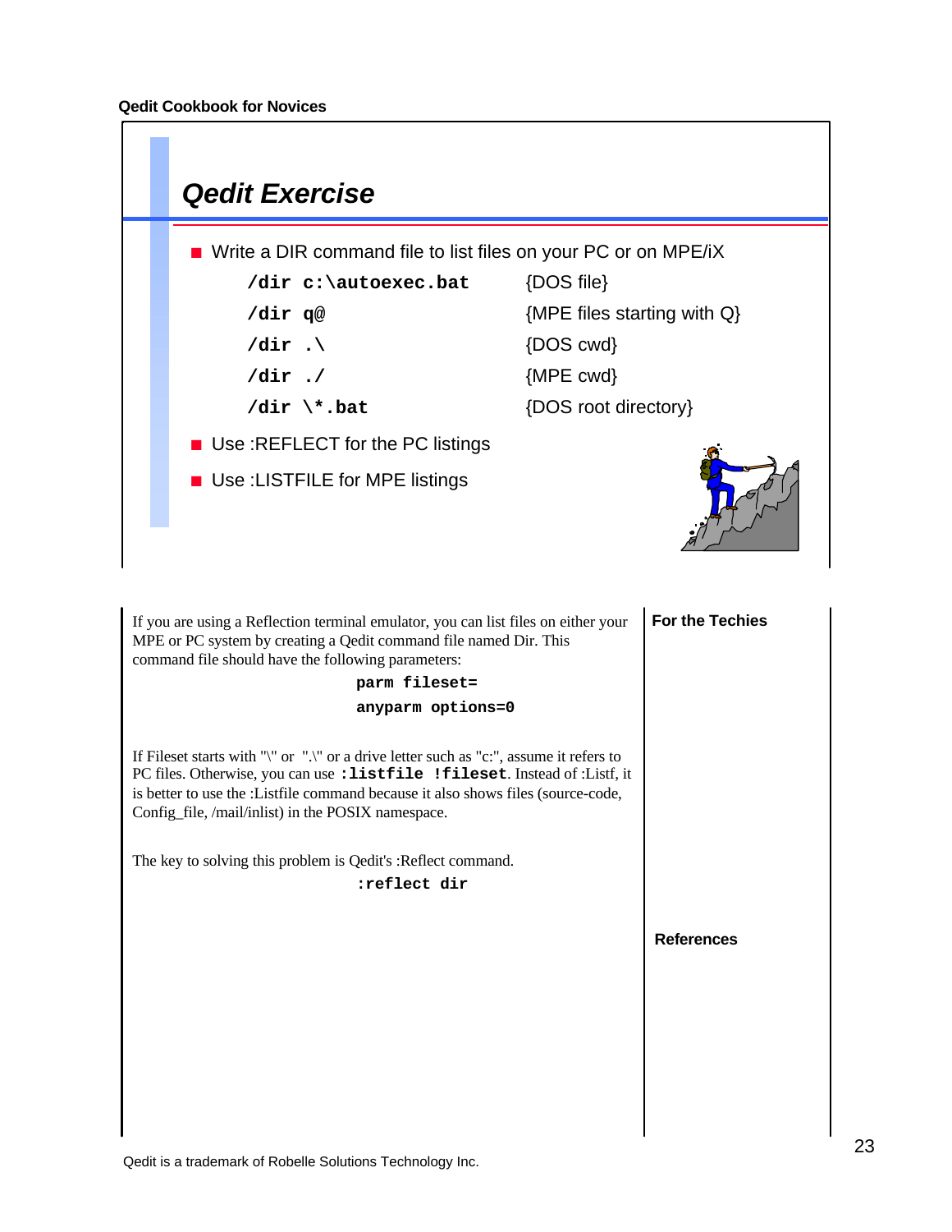## Qedit Exercise

- Write a DIR command file to list files on your PC or on MPE/iX

| Command | Description |
|---|---|
| `/dir c:\autoexec.bat` | {DOS file} |
| `/dir q@` | {MPE files starting with Q} |
| `/dir .\` | {DOS cwd} |
| `/dir ./` | {MPE cwd} |
| `/dir \*.bat` | {DOS root directory} |

- Use :REFLECT for the PC listings
- Use :LISTFILE for MPE listings

If you are using a Reflection terminal emulator, you can list files on either your MPE or PC system by creating a Qedit command file named Dir. This command file should have the following parameters:

```
parm fileset=
anyparm options=0
```

If Fileset starts with "\" or ".\" or a drive letter such as "c:", assume it refers to PC files. Otherwise, you can use **`:listfile !fileset`**. Instead of :Listf, it is better to use the :Listfile command because it also shows files (source-code, Config_file, /mail/inlist) in the POSIX namespace.

The key to solving this problem is Qedit's :Reflect command.

```
:reflect dir
```

**For the Techies**

**References**

Qedit is a trademark of Robelle Solutions Technology Inc.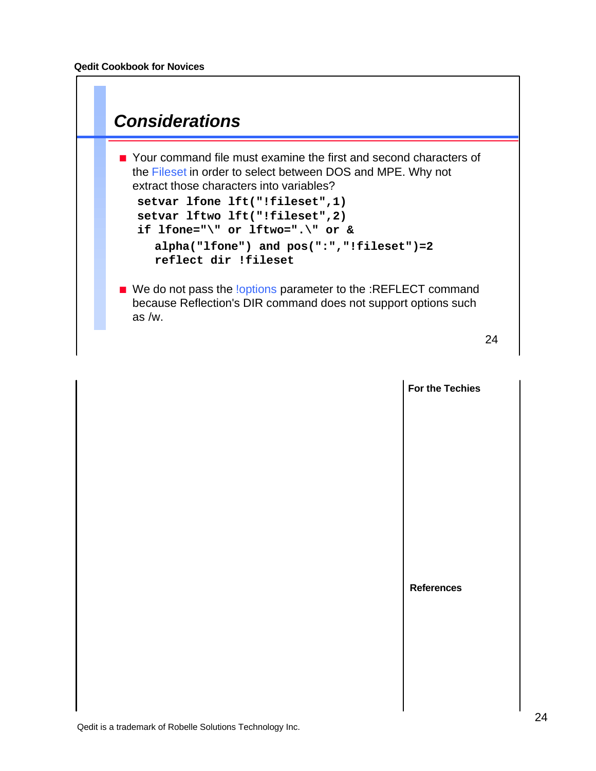## Considerations

- Your command file must examine the first and second characters of the Fileset in order to select between DOS and MPE. Why not extract those characters into variables?

```
setvar lfone lft("!fileset",1)
setvar lftwo lft("!fileset",2)
if lfone="\" or lftwo=".\" or &
   alpha("lfone") and pos(":","!fileset")=2
   reflect dir !fileset
```

- We do not pass the !options parameter to the :REFLECT command because Reflection's DIR command does not support options such as /w.

**For the Techies**

**References**

Qedit is a trademark of Robelle Solutions Technology Inc.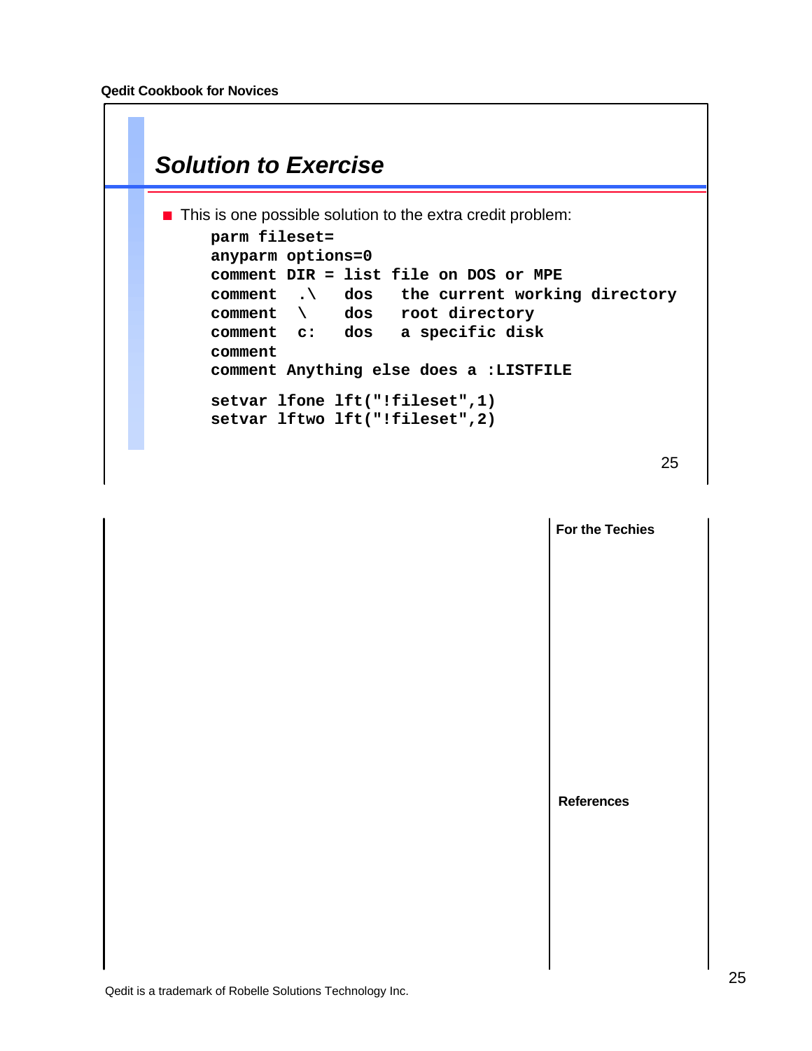## Solution to Exercise

- This is one possible solution to the extra credit problem:

```
parm fileset=
anyparm options=0
comment DIR = list file on DOS or MPE
comment  .\   dos   the current working directory
comment  \    dos   root directory
comment  c:   dos   a specific disk
comment
comment Anything else does a :LISTFILE

setvar lfone lft("!fileset",1)
setvar lftwo lft("!fileset",2)
```

**For the Techies**

**References**

Qedit is a trademark of Robelle Solutions Technology Inc.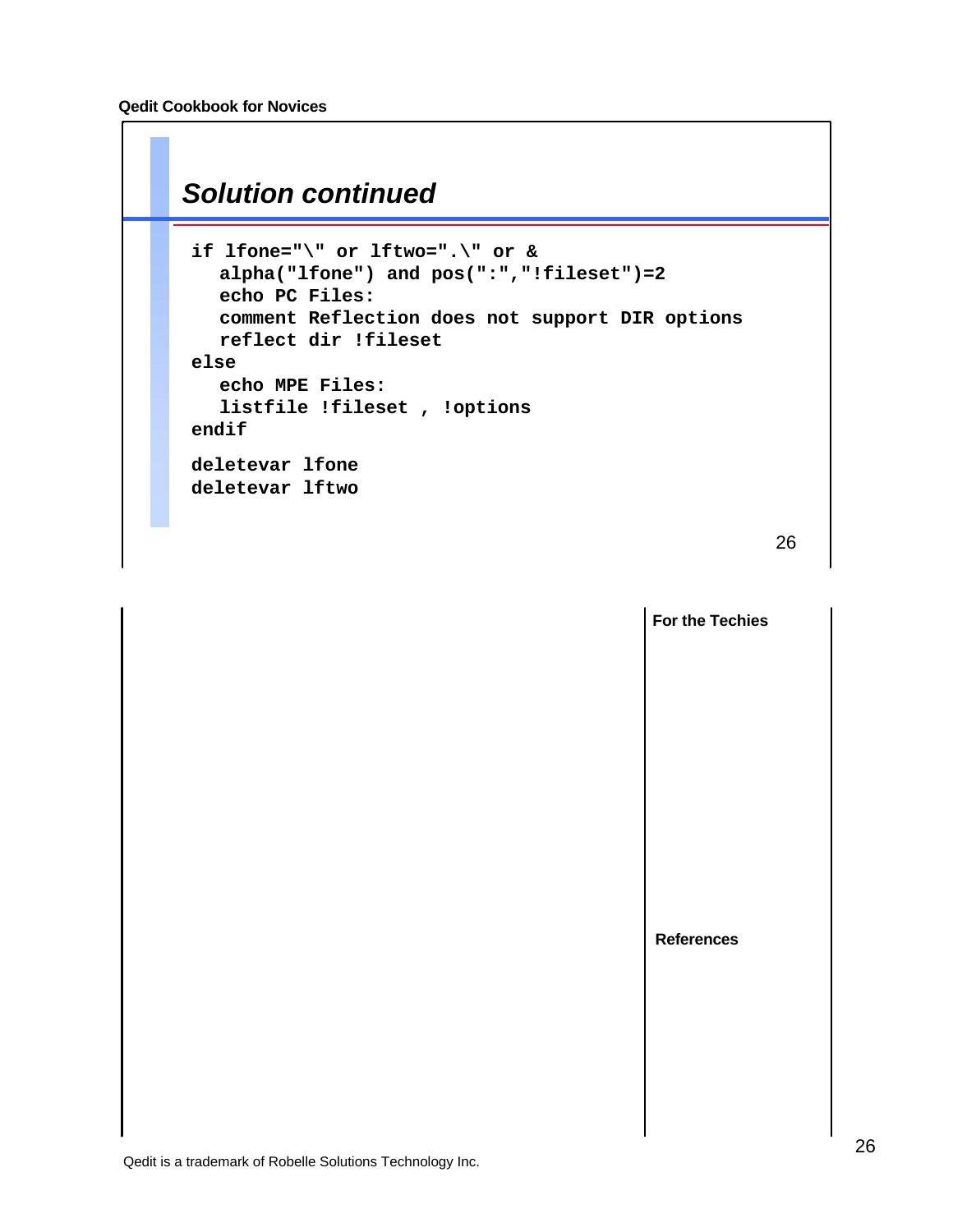## Solution continued

```
if lfone="\" or lftwo=".\" or &
   alpha("lfone") and pos(":","!fileset")=2
   echo PC Files:
   comment Reflection does not support DIR options
   reflect dir !fileset
else
   echo MPE Files:
   listfile !fileset , !options
endif

deletevar lfone
deletevar lftwo
```

**For the Techies**

**References**

Qedit is a trademark of Robelle Solutions Technology Inc.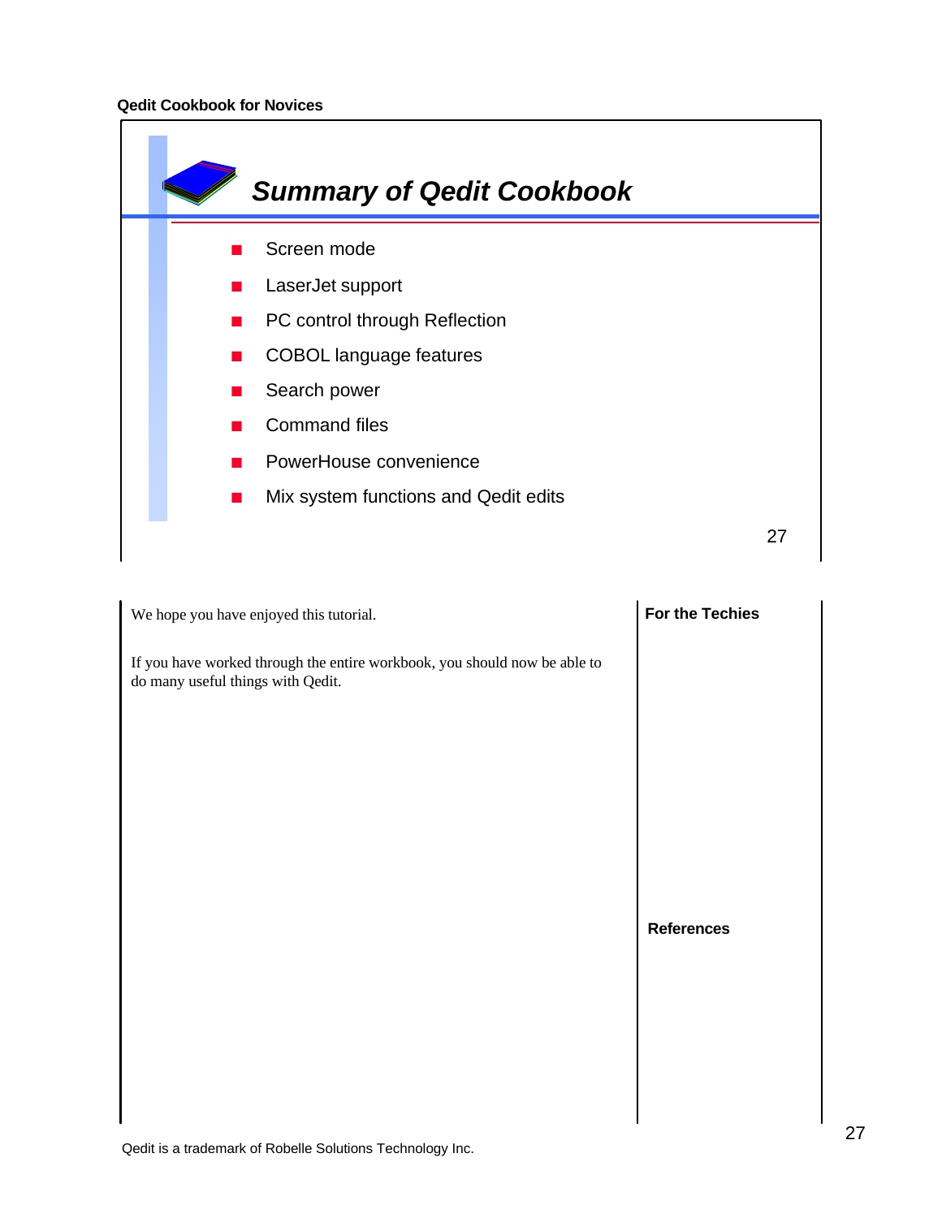## Summary of Qedit Cookbook

- Screen mode
- LaserJet support
- PC control through Reflection
- COBOL language features
- Search power
- Command files
- PowerHouse convenience
- Mix system functions and Qedit edits

We hope you have enjoyed this tutorial.

If you have worked through the entire workbook, you should now be able to do many useful things with Qedit.

**For the Techies**

**References**

Qedit is a trademark of Robelle Solutions Technology Inc.